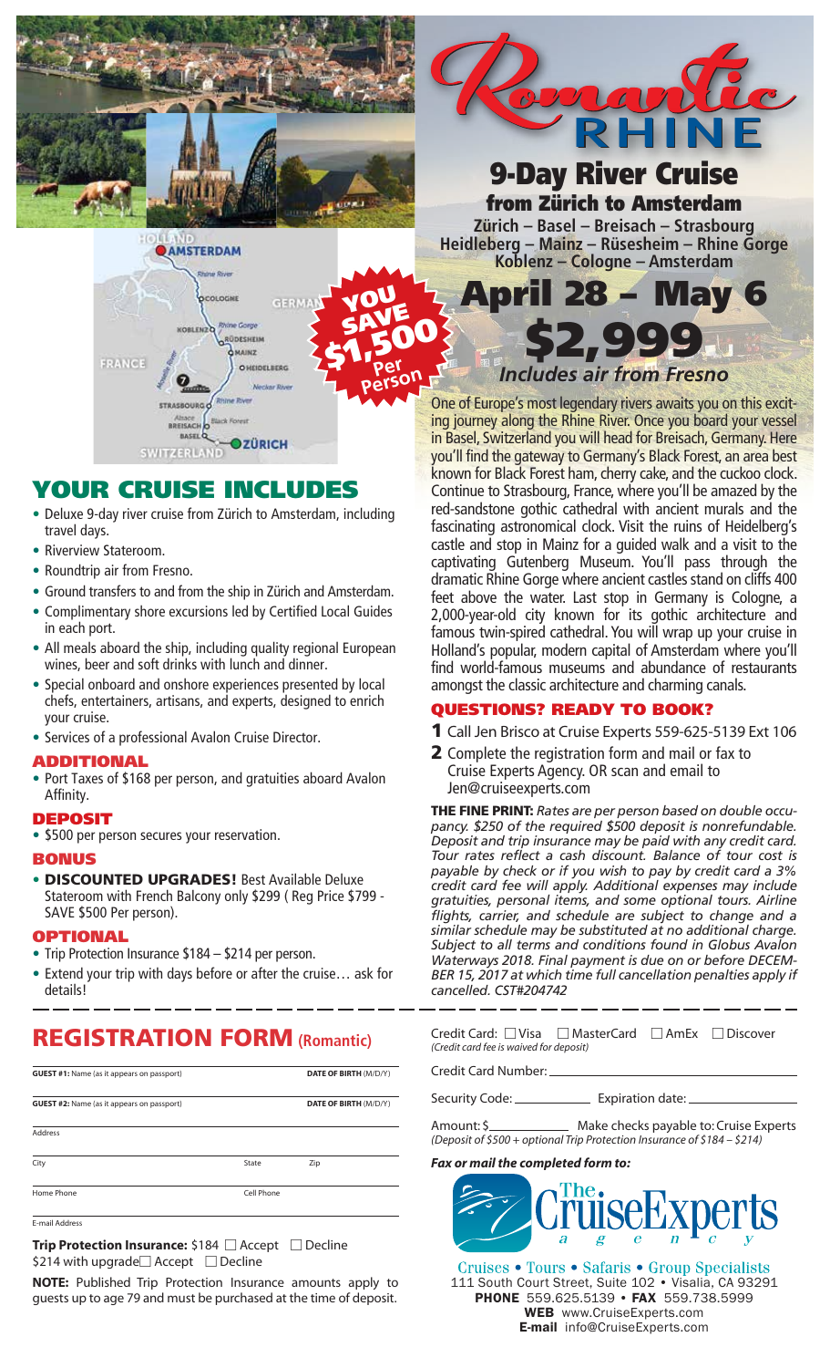# Romantic RHINE

## 9-Day River Cruise

### from Zürich to Amsterdam

Zürich – Basel – Breisach – Strasbourg
Heidleberg – Mainz – Rüsesheim – Rhine Gorge
Koblenz – Cologne – Amsterdam

## April 28 – May 6

## $2,999

*Includes air from Fresno*

YOU SAVE $1,500 Per Person

HOLLAND, AMSTERDAM, COLOGNE, KOBLENZ, Rhine Gorge, RÜDESHEIM, MAINZ, HEIDELBERG, Neckar River, GERMANY, FRANCE, STRASBOURG, Alsace, BREISACH, Black Forest, BASEL, ZÜRICH, SWITZERLAND

## YOUR CRUISE INCLUDES

- Deluxe 9-day river cruise from Zürich to Amsterdam, including travel days.
- Riverview Stateroom.
- Roundtrip air from Fresno.
- Ground transfers to and from the ship in Zürich and Amsterdam.
- Complimentary shore excursions led by Certified Local Guides in each port.
- All meals aboard the ship, including quality regional European wines, beer and soft drinks with lunch and dinner.
- Special onboard and onshore experiences presented by local chefs, entertainers, artisans, and experts, designed to enrich your cruise.
- Services of a professional Avalon Cruise Director.

### ADDITIONAL

- Port Taxes of $168 per person, and gratuities aboard Avalon Affinity.

### DEPOSIT

- $500 per person secures your reservation.

### BONUS

- **DISCOUNTED UPGRADES!** Best Available Deluxe Stateroom with French Balcony only $299 ( Reg Price $799 - SAVE $500 Per person).

### OPTIONAL

- Trip Protection Insurance $184 – $214 per person.
- Extend your trip with days before or after the cruise… ask for details!

One of Europe's most legendary rivers awaits you on this exciting journey along the Rhine River. Once you board your vessel in Basel, Switzerland you will head for Breisach, Germany. Here you'll find the gateway to Germany's Black Forest, an area best known for Black Forest ham, cherry cake, and the cuckoo clock. Continue to Strasbourg, France, where you'll be amazed by the red-sandstone gothic cathedral with ancient murals and the fascinating astronomical clock. Visit the ruins of Heidelberg's castle and stop in Mainz for a guided walk and a visit to the captivating Gutenberg Museum. You'll pass through the dramatic Rhine Gorge where ancient castles stand on cliffs 400 feet above the water. Last stop in Germany is Cologne, a 2,000-year-old city known for its gothic architecture and famous twin-spired cathedral. You will wrap up your cruise in Holland's popular, modern capital of Amsterdam where you'll find world-famous museums and abundance of restaurants amongst the classic architecture and charming canals.

### QUESTIONS? READY TO BOOK?

1. Call Jen Brisco at Cruise Experts 559-625-5139 Ext 106
2. Complete the registration form and mail or fax to Cruise Experts Agency. OR scan and email to Jen@cruiseexperts.com

**THE FINE PRINT:** *Rates are per person based on double occupancy. $250 of the required $500 deposit is nonrefundable. Deposit and trip insurance may be paid with any credit card. Tour rates reflect a cash discount. Balance of tour cost is payable by check or if you wish to pay by credit card a 3% credit card fee will apply. Additional expenses may include gratuities, personal items, and some optional tours. Airline flights, carrier, and schedule are subject to change and a similar schedule may be substituted at no additional charge. Subject to all terms and conditions found in Globus Avalon Waterways 2018. Final payment is due on or before DECEMBER 15, 2017 at which time full cancellation penalties apply if cancelled. CST#204742*

## REGISTRATION FORM (Romantic)

**GUEST #1:** Name (as it appears on passport) ______ **DATE OF BIRTH** (M/D/Y) ______

**GUEST #2:** Name (as it appears on passport) ______ **DATE OF BIRTH** (M/D/Y) ______

Address ______

City ______ State ______ Zip ______

Home Phone ______ Cell Phone ______

E-mail Address ______

**Trip Protection Insurance:** $184 ☐ Accept ☐ Decline
$214 with upgrade ☐ Accept ☐ Decline

**NOTE:** Published Trip Protection Insurance amounts apply to guests up to age 79 and must be purchased at the time of deposit.

Credit Card: ☐ Visa ☐ MasterCard ☐ AmEx ☐ Discover
*(Credit card fee is waived for deposit)*

Credit Card Number: ______

Security Code: ______ Expiration date: ______

Amount: $______ Make checks payable to: Cruise Experts
*(Deposit of $500 + optional Trip Protection Insurance of $184 – $214)*

***Fax or mail the completed form to:***

The Cruise Experts agency

Cruises • Tours • Safaris • Group Specialists
111 South Court Street, Suite 102 • Visalia, CA 93291
**PHONE** 559.625.5139 • **FAX** 559.738.5999
**WEB** www.CruiseExperts.com
**E-mail** info@CruiseExperts.com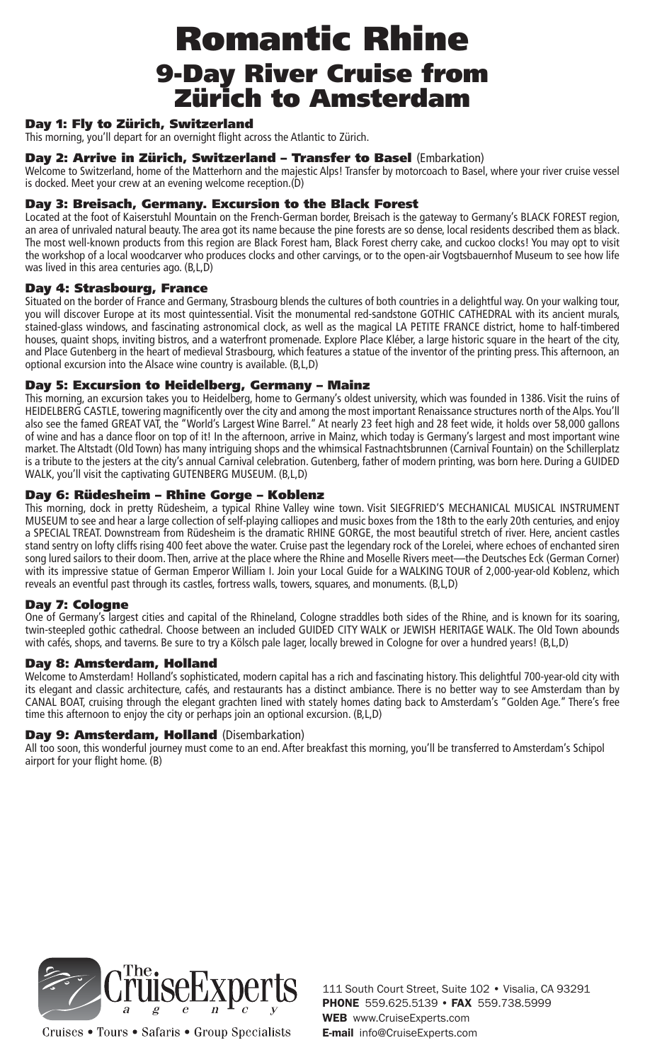# Romantic Rhine

## 9-Day River Cruise from Zürich to Amsterdam

### Day 1: Fly to Zürich, Switzerland

This morning, you'll depart for an overnight flight across the Atlantic to Zürich.

### Day 2: Arrive in Zürich, Switzerland – Transfer to Basel (Embarkation)

Welcome to Switzerland, home of the Matterhorn and the majestic Alps! Transfer by motorcoach to Basel, where your river cruise vessel is docked. Meet your crew at an evening welcome reception.(D)

### Day 3: Breisach, Germany. Excursion to the Black Forest

Located at the foot of Kaiserstuhl Mountain on the French-German border, Breisach is the gateway to Germany's BLACK FOREST region, an area of unrivaled natural beauty. The area got its name because the pine forests are so dense, local residents described them as black. The most well-known products from this region are Black Forest ham, Black Forest cherry cake, and cuckoo clocks! You may opt to visit the workshop of a local woodcarver who produces clocks and other carvings, or to the open-air Vogtsbauernhof Museum to see how life was lived in this area centuries ago. (B,L,D)

### Day 4: Strasbourg, France

Situated on the border of France and Germany, Strasbourg blends the cultures of both countries in a delightful way. On your walking tour, you will discover Europe at its most quintessential. Visit the monumental red-sandstone GOTHIC CATHEDRAL with its ancient murals, stained-glass windows, and fascinating astronomical clock, as well as the magical LA PETITE FRANCE district, home to half-timbered houses, quaint shops, inviting bistros, and a waterfront promenade. Explore Place Kléber, a large historic square in the heart of the city, and Place Gutenberg in the heart of medieval Strasbourg, which features a statue of the inventor of the printing press. This afternoon, an optional excursion into the Alsace wine country is available. (B,L,D)

### Day 5: Excursion to Heidelberg, Germany – Mainz

This morning, an excursion takes you to Heidelberg, home to Germany's oldest university, which was founded in 1386. Visit the ruins of HEIDELBERG CASTLE, towering magnificently over the city and among the most important Renaissance structures north of the Alps. You'll also see the famed GREAT VAT, the "World's Largest Wine Barrel." At nearly 23 feet high and 28 feet wide, it holds over 58,000 gallons of wine and has a dance floor on top of it! In the afternoon, arrive in Mainz, which today is Germany's largest and most important wine market. The Altstadt (Old Town) has many intriguing shops and the whimsical Fastnachtsbrunnen (Carnival Fountain) on the Schillerplatz is a tribute to the jesters at the city's annual Carnival celebration. Gutenberg, father of modern printing, was born here. During a GUIDED WALK, you'll visit the captivating GUTENBERG MUSEUM. (B,L,D)

### Day 6: Rüdesheim – Rhine Gorge – Koblenz

This morning, dock in pretty Rüdesheim, a typical Rhine Valley wine town. Visit SIEGFRIED'S MECHANICAL MUSICAL INSTRUMENT MUSEUM to see and hear a large collection of self-playing calliopes and music boxes from the 18th to the early 20th centuries, and enjoy a SPECIAL TREAT. Downstream from Rüdesheim is the dramatic RHINE GORGE, the most beautiful stretch of river. Here, ancient castles stand sentry on lofty cliffs rising 400 feet above the water. Cruise past the legendary rock of the Lorelei, where echoes of enchanted siren song lured sailors to their doom. Then, arrive at the place where the Rhine and Moselle Rivers meet—the Deutsches Eck (German Corner) with its impressive statue of German Emperor William I. Join your Local Guide for a WALKING TOUR of 2,000-year-old Koblenz, which reveals an eventful past through its castles, fortress walls, towers, squares, and monuments. (B,L,D)

### Day 7: Cologne

One of Germany's largest cities and capital of the Rhineland, Cologne straddles both sides of the Rhine, and is known for its soaring, twin-steepled gothic cathedral. Choose between an included GUIDED CITY WALK or JEWISH HERITAGE WALK. The Old Town abounds with cafés, shops, and taverns. Be sure to try a Kölsch pale lager, locally brewed in Cologne for over a hundred years! (B,L,D)

### Day 8: Amsterdam, Holland

Welcome to Amsterdam! Holland's sophisticated, modern capital has a rich and fascinating history. This delightful 700-year-old city with its elegant and classic architecture, cafés, and restaurants has a distinct ambiance. There is no better way to see Amsterdam than by CANAL BOAT, cruising through the elegant grachten lined with stately homes dating back to Amsterdam's "Golden Age." There's free time this afternoon to enjoy the city or perhaps join an optional excursion. (B,L,D)

### Day 9: Amsterdam, Holland (Disembarkation)

All too soon, this wonderful journey must come to an end. After breakfast this morning, you'll be transferred to Amsterdam's Schipol airport for your flight home. (B)

The CruiseExperts agency

Cruises • Tours • Safaris • Group Specialists

111 South Court Street, Suite 102 • Visalia, CA 93291
**PHONE** 559.625.5139 • **FAX** 559.738.5999
**WEB** www.CruiseExperts.com
**E-mail** info@CruiseExperts.com